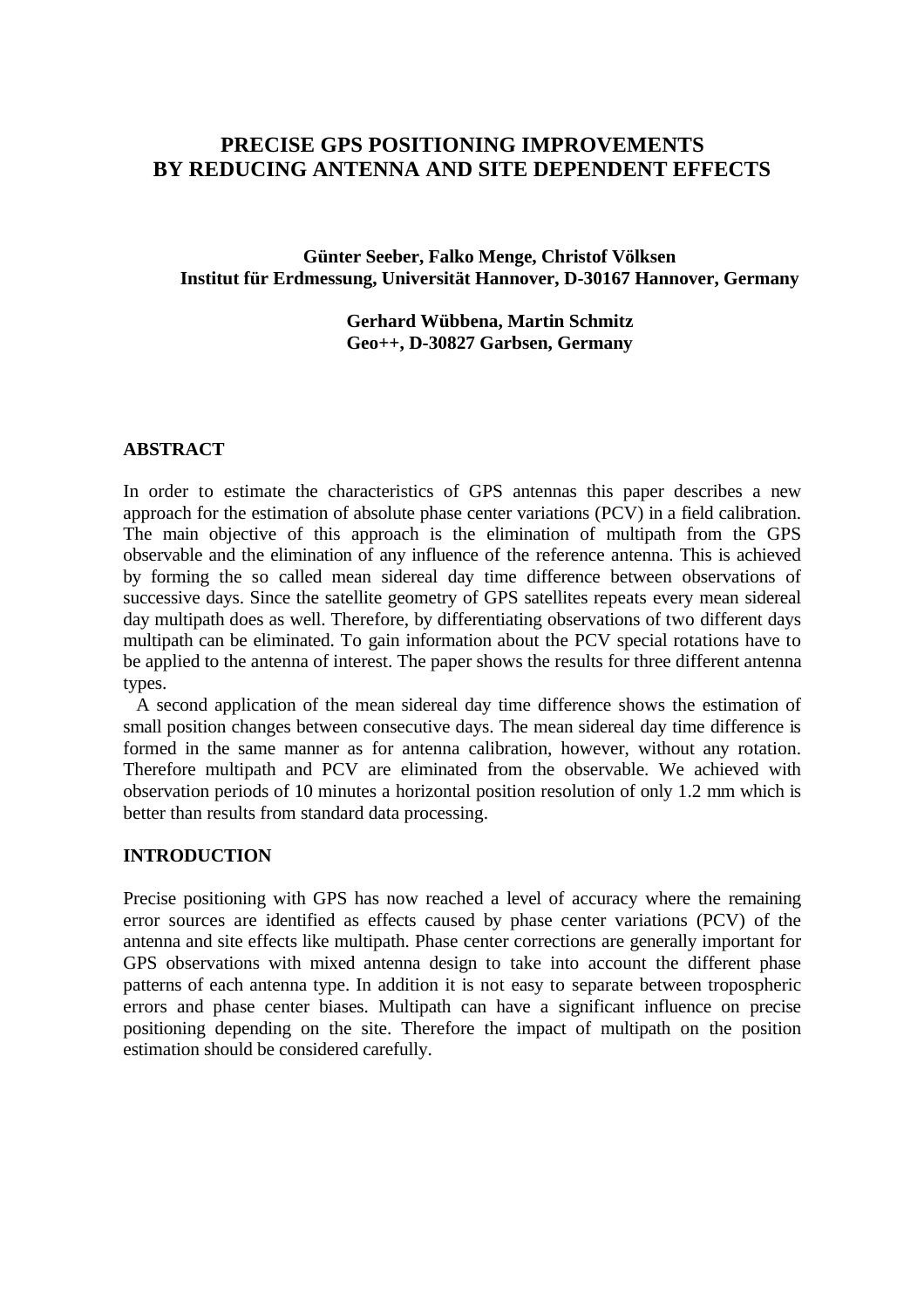# PRECISE GPS POSITIONING IMPROVEMENTS BY REDUCING ANTENNA AND SITE DEPENDENT EFFECTS

**Günter Seeber, Falko Menge, Christof Völksen**
**Institut für Erdmessung, Universität Hannover, D-30167 Hannover, Germany**

**Gerhard Wübbena, Martin Schmitz**
**Geo++, D-30827 Garbsen, Germany**

## ABSTRACT

In order to estimate the characteristics of GPS antennas this paper describes a new approach for the estimation of absolute phase center variations (PCV) in a field calibration. The main objective of this approach is the elimination of multipath from the GPS observable and the elimination of any influence of the reference antenna. This is achieved by forming the so called mean sidereal day time difference between observations of successive days. Since the satellite geometry of GPS satellites repeats every mean sidereal day multipath does as well. Therefore, by differentiating observations of two different days multipath can be eliminated. To gain information about the PCV special rotations have to be applied to the antenna of interest. The paper shows the results for three different antenna types.

A second application of the mean sidereal day time difference shows the estimation of small position changes between consecutive days. The mean sidereal day time difference is formed in the same manner as for antenna calibration, however, without any rotation. Therefore multipath and PCV are eliminated from the observable. We achieved with observation periods of 10 minutes a horizontal position resolution of only 1.2 mm which is better than results from standard data processing.

## INTRODUCTION

Precise positioning with GPS has now reached a level of accuracy where the remaining error sources are identified as effects caused by phase center variations (PCV) of the antenna and site effects like multipath. Phase center corrections are generally important for GPS observations with mixed antenna design to take into account the different phase patterns of each antenna type. In addition it is not easy to separate between tropospheric errors and phase center biases. Multipath can have a significant influence on precise positioning depending on the site. Therefore the impact of multipath on the position estimation should be considered carefully.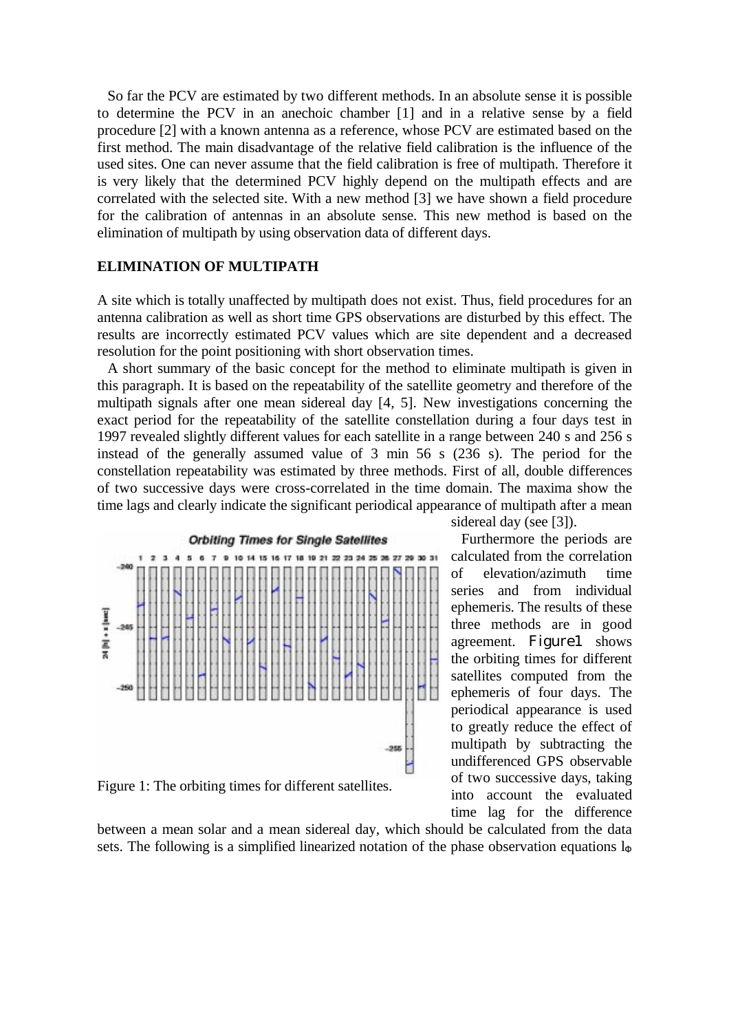So far the PCV are estimated by two different methods. In an absolute sense it is possible to determine the PCV in an anechoic chamber [1] and in a relative sense by a field procedure [2] with a known antenna as a reference, whose PCV are estimated based on the first method. The main disadvantage of the relative field calibration is the influence of the used sites. One can never assume that the field calibration is free of multipath. Therefore it is very likely that the determined PCV highly depend on the multipath effects and are correlated with the selected site. With a new method [3] we have shown a field procedure for the calibration of antennas in an absolute sense. This new method is based on the elimination of multipath by using observation data of different days.

## ELIMINATION OF MULTIPATH

A site which is totally unaffected by multipath does not exist. Thus, field procedures for an antenna calibration as well as short time GPS observations are disturbed by this effect. The results are incorrectly estimated PCV values which are site dependent and a decreased resolution for the point positioning with short observation times.

A short summary of the basic concept for the method to eliminate multipath is given in this paragraph. It is based on the repeatability of the satellite geometry and therefore of the multipath signals after one mean sidereal day [4, 5]. New investigations concerning the exact period for the repeatability of the satellite constellation during a four days test in 1997 revealed slightly different values for each satellite in a range between 240 s and 256 s instead of the generally assumed value of 3 min 56 s (236 s). The period for the constellation repeatability was estimated by three methods. First of all, double differences of two successive days were cross-correlated in the time domain. The maxima show the time lags and clearly indicate the significant periodical appearance of multipath after a mean sidereal day (see [3]).

Furthermore the periods are calculated from the correlation of elevation/azimuth time series and from individual ephemeris. The results of these three methods are in good agreement. Figure1 shows the orbiting times for different satellites computed from the ephemeris of four days. The periodical appearance is used to greatly reduce the effect of multipath by subtracting the undifferenced GPS observable of two successive days, taking into account the evaluated time lag for the difference between a mean solar and a mean sidereal day, which should be calculated from the data sets. The following is a simplified linearized notation of the phase observation equations $l_\Phi$

Figure 1: The orbiting times for different satellites.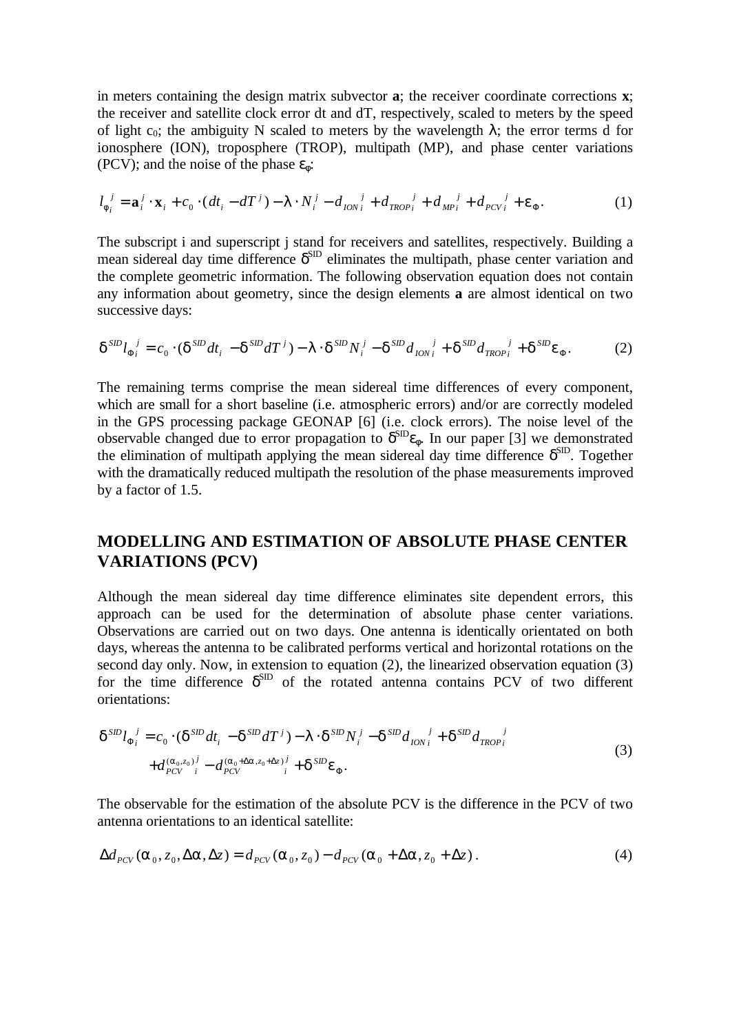in meters containing the design matrix subvector **a**; the receiver coordinate corrections **x**; the receiver and satellite clock error dt and dT, respectively, scaled to meters by the speed of light $c_0$; the ambiguity N scaled to meters by the wavelength $\lambda$; the error terms d for ionosphere (ION), troposphere (TROP), multipath (MP), and phase center variations (PCV); and the noise of the phase $\varepsilon_\Phi$:

$$l_{\Phi_i}^{\ j} = \mathbf{a}_i^{\ j} \cdot \mathbf{x}_i + c_0 \cdot (dt_i - dT^{\ j}) - \lambda \cdot N_i^{\ j} - d_{ION\,i}^{\ \ j} + d_{TROP\,i}^{\ \ j} + d_{MP\,i}^{\ \ j} + d_{PCV\,i}^{\ \ j} + \varepsilon_\Phi . \tag{1}$$

The subscript i and superscript j stand for receivers and satellites, respectively. Building a mean sidereal day time difference $\delta^{SID}$ eliminates the multipath, phase center variation and the complete geometric information. The following observation equation does not contain any information about geometry, since the design elements **a** are almost identical on two successive days:

$$\delta^{SID} l_{\Phi_i}^{\ j} = c_0 \cdot (\delta^{SID} dt_i - \delta^{SID} dT^{\ j}) - \lambda \cdot \delta^{SID} N_i^{\ j} - \delta^{SID} d_{ION\,i}^{\ \ j} + \delta^{SID} d_{TROP\,i}^{\ \ j} + \delta^{SID} \varepsilon_\Phi . \tag{2}$$

The remaining terms comprise the mean sidereal time differences of every component, which are small for a short baseline (i.e. atmospheric errors) and/or are correctly modeled in the GPS processing package GEONAP [6] (i.e. clock errors). The noise level of the observable changed due to error propagation to $\delta^{SID}\varepsilon_\Phi$. In our paper [3] we demonstrated the elimination of multipath applying the mean sidereal day time difference $\delta^{SID}$. Together with the dramatically reduced multipath the resolution of the phase measurements improved by a factor of 1.5.

## MODELLING AND ESTIMATION OF ABSOLUTE PHASE CENTER VARIATIONS (PCV)

Although the mean sidereal day time difference eliminates site dependent errors, this approach can be used for the determination of absolute phase center variations. Observations are carried out on two days. One antenna is identically orientated on both days, whereas the antenna to be calibrated performs vertical and horizontal rotations on the second day only. Now, in extension to equation (2), the linearized observation equation (3) for the time difference $\delta^{SID}$ of the rotated antenna contains PCV of two different orientations:

$$\begin{aligned}\delta^{SID} l_{\Phi_i}^{\ j} = {} & c_0 \cdot (\delta^{SID} dt_i - \delta^{SID} dT^{\ j}) - \lambda \cdot \delta^{SID} N_i^{\ j} - \delta^{SID} d_{ION\,i}^{\ \ j} + \delta^{SID} d_{TROP\,i}^{\ \ j} \\ & + d_{PCV\ \ i}^{(\alpha_0, z_0)\,j} - d_{PCV\ \ i}^{(\alpha_0+\Delta\alpha, z_0+\Delta z)\,j} + \delta^{SID} \varepsilon_\Phi .\end{aligned} \tag{3}$$

The observable for the estimation of the absolute PCV is the difference in the PCV of two antenna orientations to an identical satellite:

$$\Delta d_{PCV}(\alpha_0, z_0, \Delta\alpha, \Delta z) = d_{PCV}(\alpha_0, z_0) - d_{PCV}(\alpha_0 + \Delta\alpha, z_0 + \Delta z) . \tag{4}$$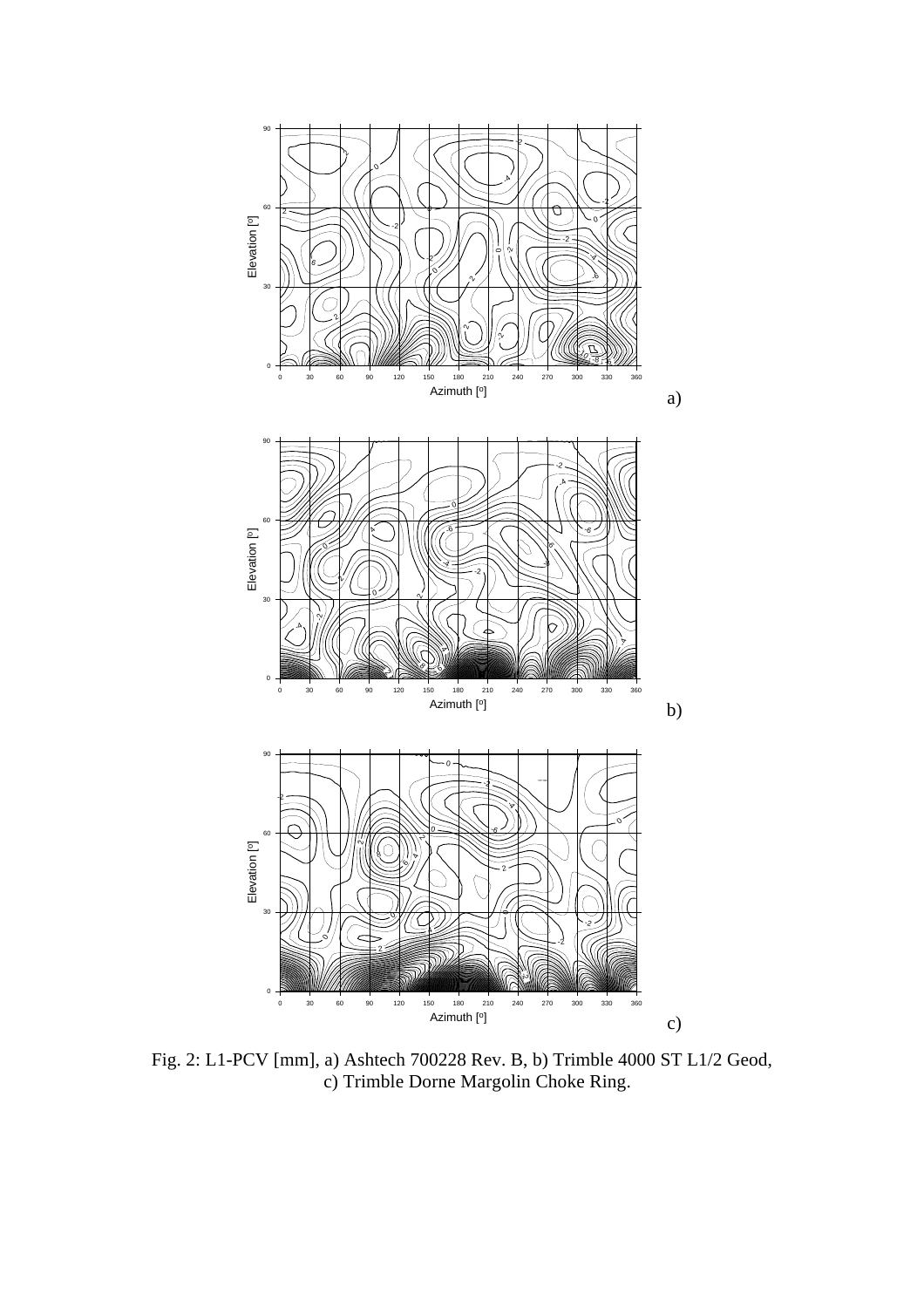a)

b)

c)

Fig. 2: L1-PCV [mm], a) Ashtech 700228 Rev. B, b) Trimble 4000 ST L1/2 Geod, c) Trimble Dorne Margolin Choke Ring.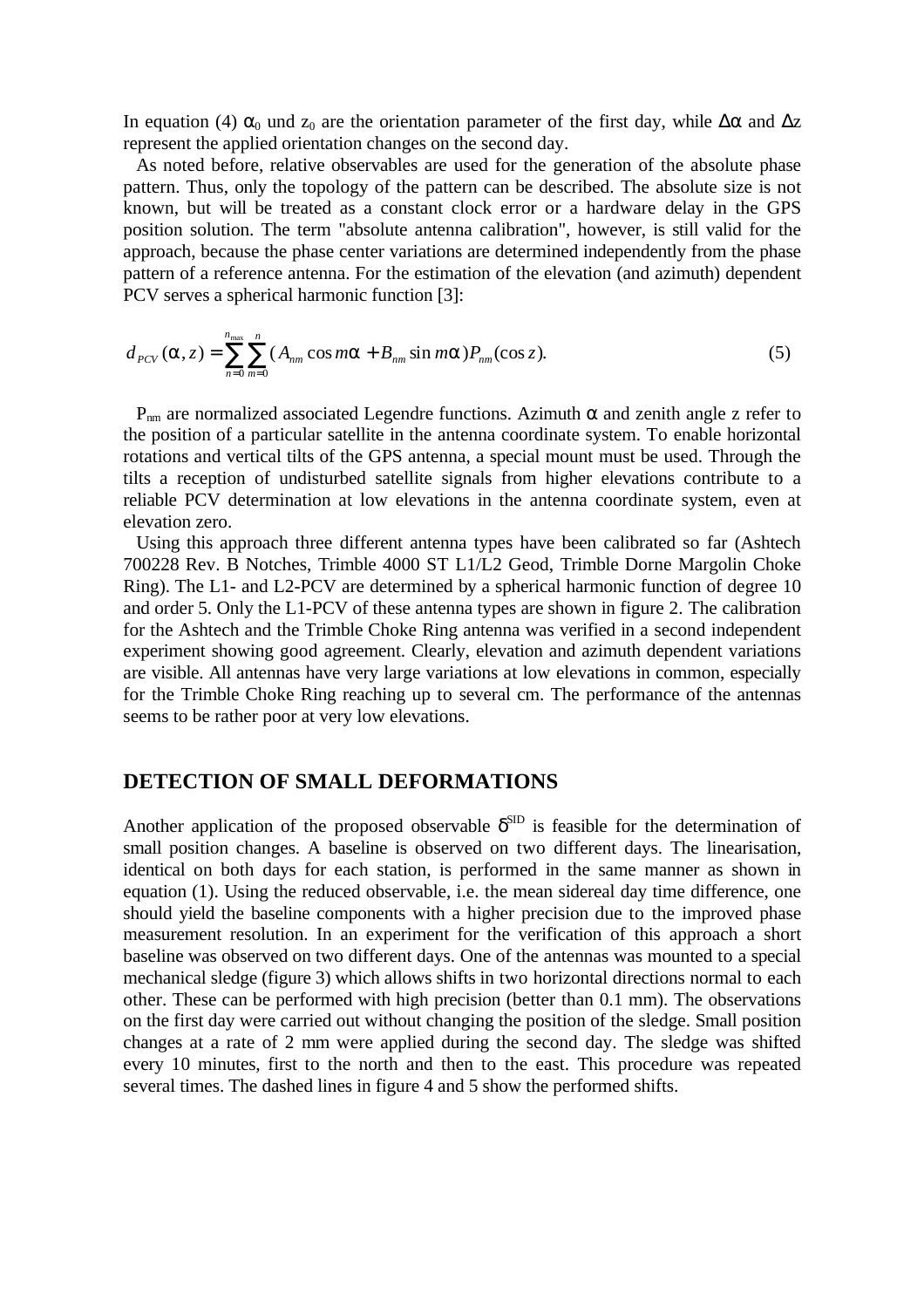In equation (4) $\alpha_0$ und $z_0$ are the orientation parameter of the first day, while $\Delta\alpha$ and $\Delta z$ represent the applied orientation changes on the second day.

As noted before, relative observables are used for the generation of the absolute phase pattern. Thus, only the topology of the pattern can be described. The absolute size is not known, but will be treated as a constant clock error or a hardware delay in the GPS position solution. The term "absolute antenna calibration", however, is still valid for the approach, because the phase center variations are determined independently from the phase pattern of a reference antenna. For the estimation of the elevation (and azimuth) dependent PCV serves a spherical harmonic function [3]:

$$d_{PCV}(\alpha, z) = \sum_{n=0}^{n_{\max}} \sum_{m=0}^{n} (A_{nm} \cos m\alpha + B_{nm} \sin m\alpha) P_{nm}(\cos z). \tag{5}$$

$P_{nm}$ are normalized associated Legendre functions. Azimuth $\alpha$ and zenith angle z refer to the position of a particular satellite in the antenna coordinate system. To enable horizontal rotations and vertical tilts of the GPS antenna, a special mount must be used. Through the tilts a reception of undisturbed satellite signals from higher elevations contribute to a reliable PCV determination at low elevations in the antenna coordinate system, even at elevation zero.

Using this approach three different antenna types have been calibrated so far (Ashtech 700228 Rev. B Notches, Trimble 4000 ST L1/L2 Geod, Trimble Dorne Margolin Choke Ring). The L1- and L2-PCV are determined by a spherical harmonic function of degree 10 and order 5. Only the L1-PCV of these antenna types are shown in figure 2. The calibration for the Ashtech and the Trimble Choke Ring antenna was verified in a second independent experiment showing good agreement. Clearly, elevation and azimuth dependent variations are visible. All antennas have very large variations at low elevations in common, especially for the Trimble Choke Ring reaching up to several cm. The performance of the antennas seems to be rather poor at very low elevations.

## DETECTION OF SMALL DEFORMATIONS

Another application of the proposed observable $\delta^{SID}$ is feasible for the determination of small position changes. A baseline is observed on two different days. The linearisation, identical on both days for each station, is performed in the same manner as shown in equation (1). Using the reduced observable, i.e. the mean sidereal day time difference, one should yield the baseline components with a higher precision due to the improved phase measurement resolution. In an experiment for the verification of this approach a short baseline was observed on two different days. One of the antennas was mounted to a special mechanical sledge (figure 3) which allows shifts in two horizontal directions normal to each other. These can be performed with high precision (better than 0.1 mm). The observations on the first day were carried out without changing the position of the sledge. Small position changes at a rate of 2 mm were applied during the second day. The sledge was shifted every 10 minutes, first to the north and then to the east. This procedure was repeated several times. The dashed lines in figure 4 and 5 show the performed shifts.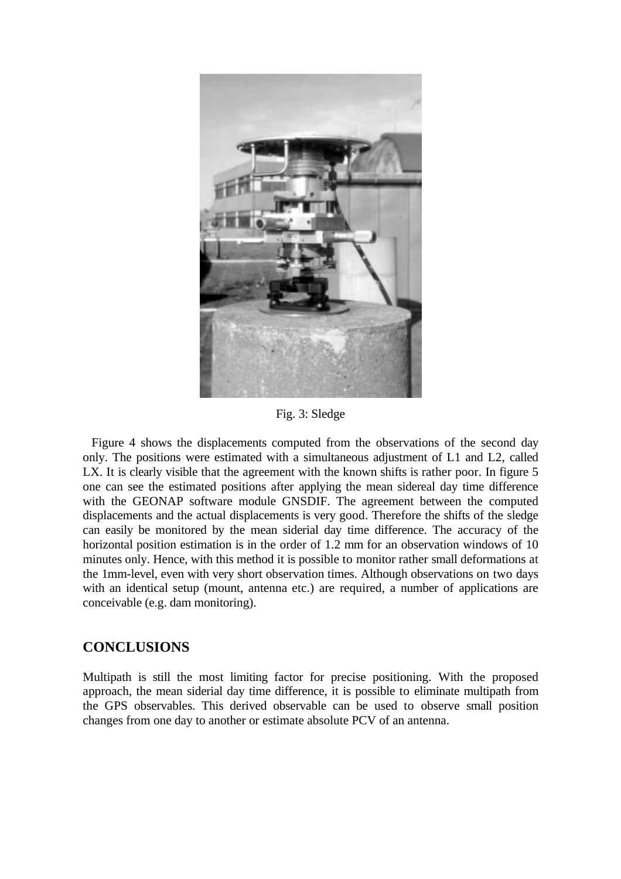Fig. 3: Sledge

Figure 4 shows the displacements computed from the observations of the second day only. The positions were estimated with a simultaneous adjustment of L1 and L2, called LX. It is clearly visible that the agreement with the known shifts is rather poor. In figure 5 one can see the estimated positions after applying the mean sidereal day time difference with the GEONAP software module GNSDIF. The agreement between the computed displacements and the actual displacements is very good. Therefore the shifts of the sledge can easily be monitored by the mean siderial day time difference. The accuracy of the horizontal position estimation is in the order of 1.2 mm for an observation windows of 10 minutes only. Hence, with this method it is possible to monitor rather small deformations at the 1mm-level, even with very short observation times. Although observations on two days with an identical setup (mount, antenna etc.) are required, a number of applications are conceivable (e.g. dam monitoring).

## CONCLUSIONS

Multipath is still the most limiting factor for precise positioning. With the proposed approach, the mean siderial day time difference, it is possible to eliminate multipath from the GPS observables. This derived observable can be used to observe small position changes from one day to another or estimate absolute PCV of an antenna.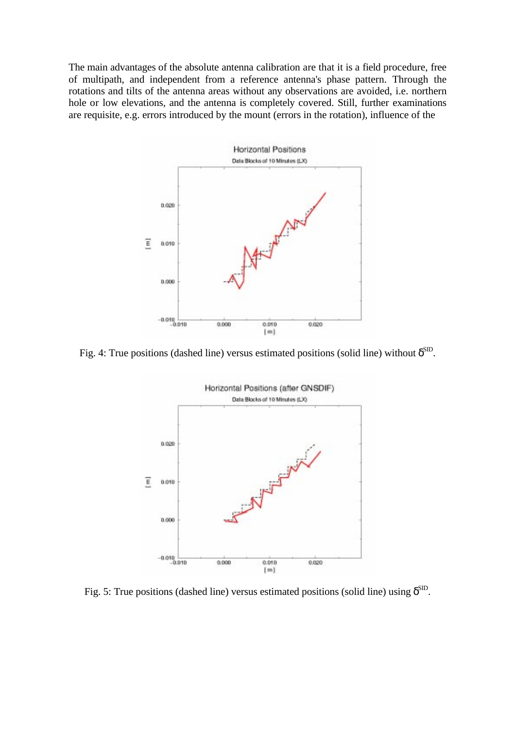The main advantages of the absolute antenna calibration are that it is a field procedure, free of multipath, and independent from a reference antenna's phase pattern. Through the rotations and tilts of the antenna areas without any observations are avoided, i.e. northern hole or low elevations, and the antenna is completely covered. Still, further examinations are requisite, e.g. errors introduced by the mount (errors in the rotation), influence of the

Fig. 4: True positions (dashed line) versus estimated positions (solid line) without $\delta^{SID}$.

Fig. 5: True positions (dashed line) versus estimated positions (solid line) using $\delta^{SID}$.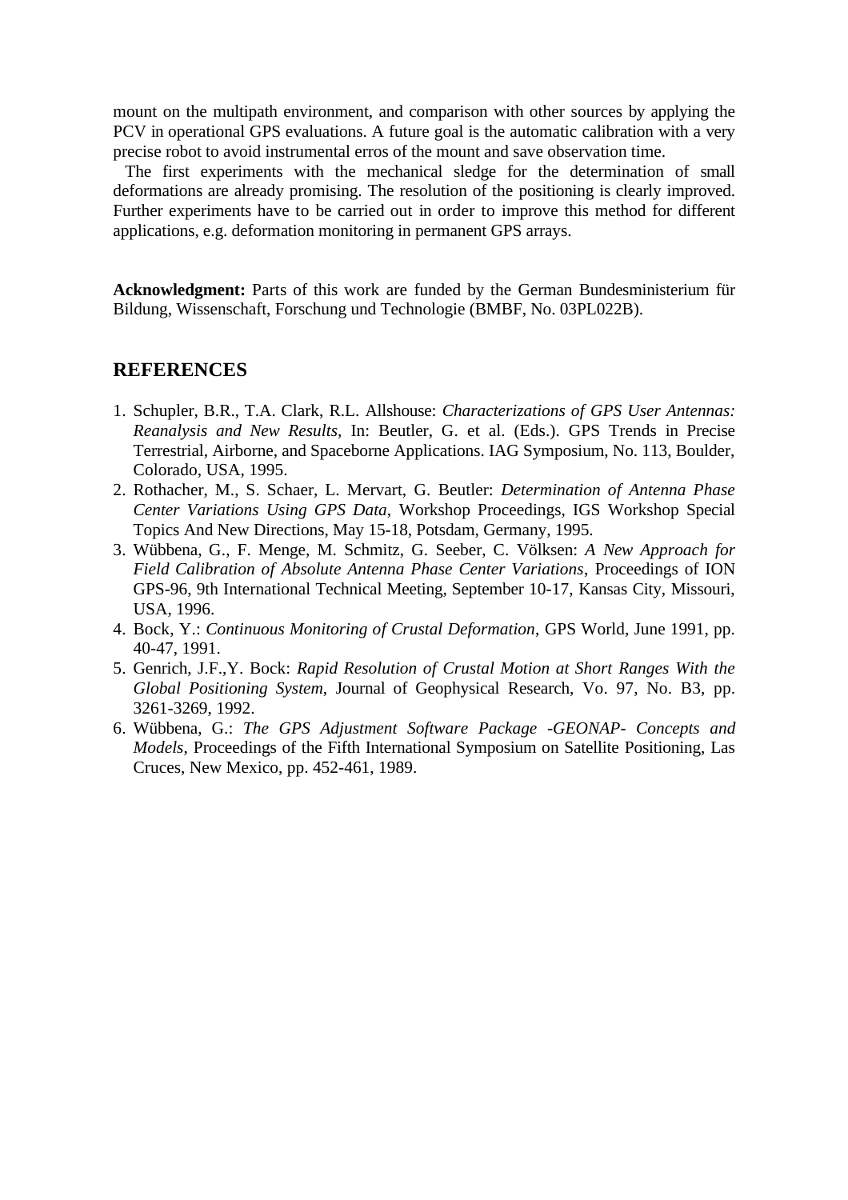mount on the multipath environment, and comparison with other sources by applying the PCV in operational GPS evaluations. A future goal is the automatic calibration with a very precise robot to avoid instrumental erros of the mount and save observation time.

The first experiments with the mechanical sledge for the determination of small deformations are already promising. The resolution of the positioning is clearly improved. Further experiments have to be carried out in order to improve this method for different applications, e.g. deformation monitoring in permanent GPS arrays.

**Acknowledgment:** Parts of this work are funded by the German Bundesministerium für Bildung, Wissenschaft, Forschung und Technologie (BMBF, No. 03PL022B).

## REFERENCES

1. Schupler, B.R., T.A. Clark, R.L. Allshouse: *Characterizations of GPS User Antennas: Reanalysis and New Results*, In: Beutler, G. et al. (Eds.). GPS Trends in Precise Terrestrial, Airborne, and Spaceborne Applications. IAG Symposium, No. 113, Boulder, Colorado, USA, 1995.
2. Rothacher, M., S. Schaer, L. Mervart, G. Beutler: *Determination of Antenna Phase Center Variations Using GPS Data*, Workshop Proceedings, IGS Workshop Special Topics And New Directions, May 15-18, Potsdam, Germany, 1995.
3. Wübbena, G., F. Menge, M. Schmitz, G. Seeber, C. Völksen: *A New Approach for Field Calibration of Absolute Antenna Phase Center Variations*, Proceedings of ION GPS-96, 9th International Technical Meeting, September 10-17, Kansas City, Missouri, USA, 1996.
4. Bock, Y.: *Continuous Monitoring of Crustal Deformation*, GPS World, June 1991, pp. 40-47, 1991.
5. Genrich, J.F.,Y. Bock: *Rapid Resolution of Crustal Motion at Short Ranges With the Global Positioning System*, Journal of Geophysical Research, Vo. 97, No. B3, pp. 3261-3269, 1992.
6. Wübbena, G.: *The GPS Adjustment Software Package -GEONAP- Concepts and Models*, Proceedings of the Fifth International Symposium on Satellite Positioning, Las Cruces, New Mexico, pp. 452-461, 1989.